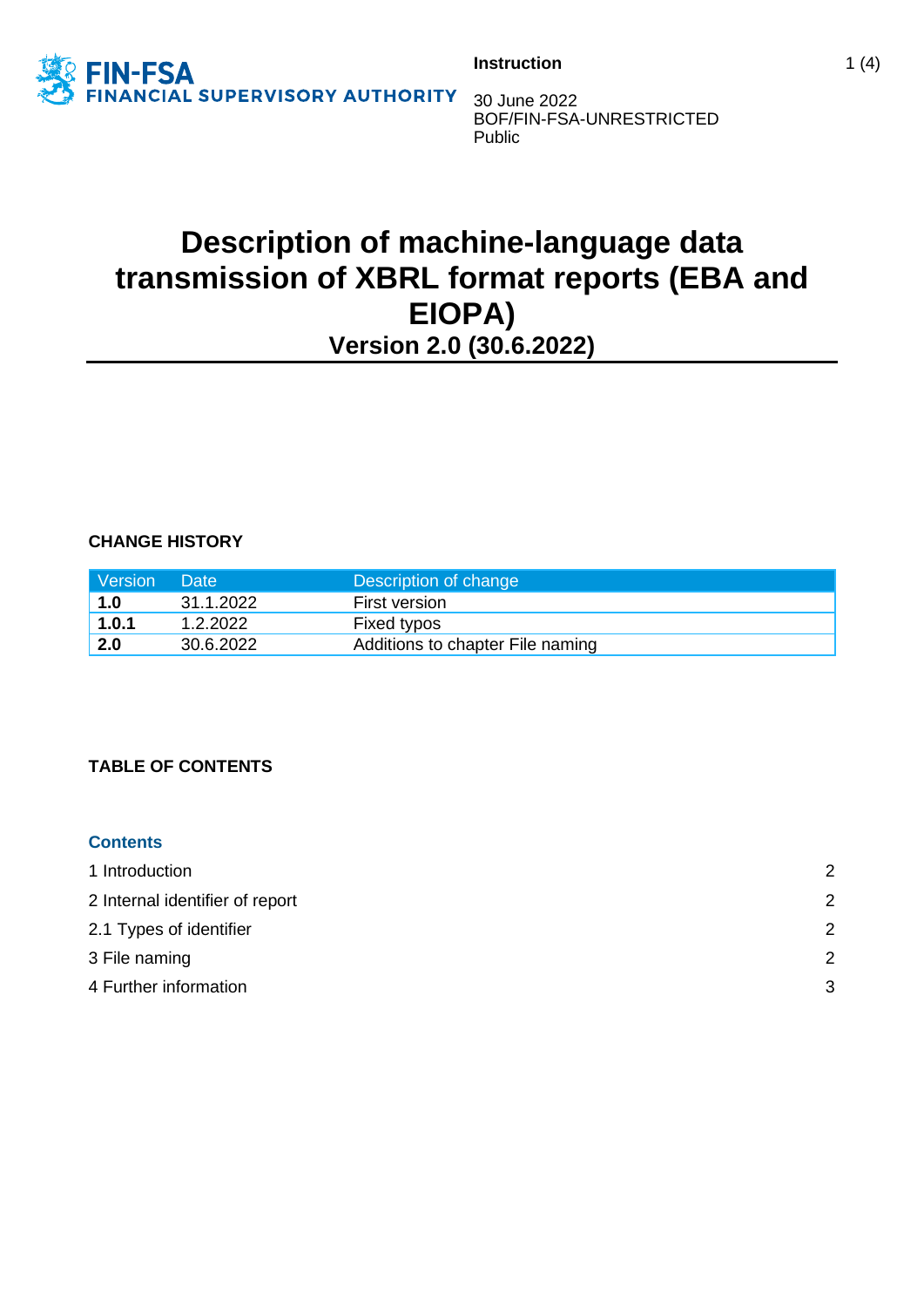FIN-FSA
FINANCIAL SUPERVISORY AUTHORITY

**Instruction**

30 June 2022
BOF/FIN-FSA-UNRESTRICTED
Public

# Description of machine-language data transmission of XBRL format reports (EBA and EIOPA)

## Version 2.0 (30.6.2022)

**CHANGE HISTORY**

| Version | Date | Description of change |
|---|---|---|
| **1.0** | 31.1.2022 | First version |
| **1.0.1** | 1.2.2022 | Fixed typos |
| **2.0** | 30.6.2022 | Additions to chapter File naming |

**TABLE OF CONTENTS**

**Contents**

1 Introduction 2
2 Internal identifier of report 2
2.1 Types of identifier 2
3 File naming 2
4 Further information 3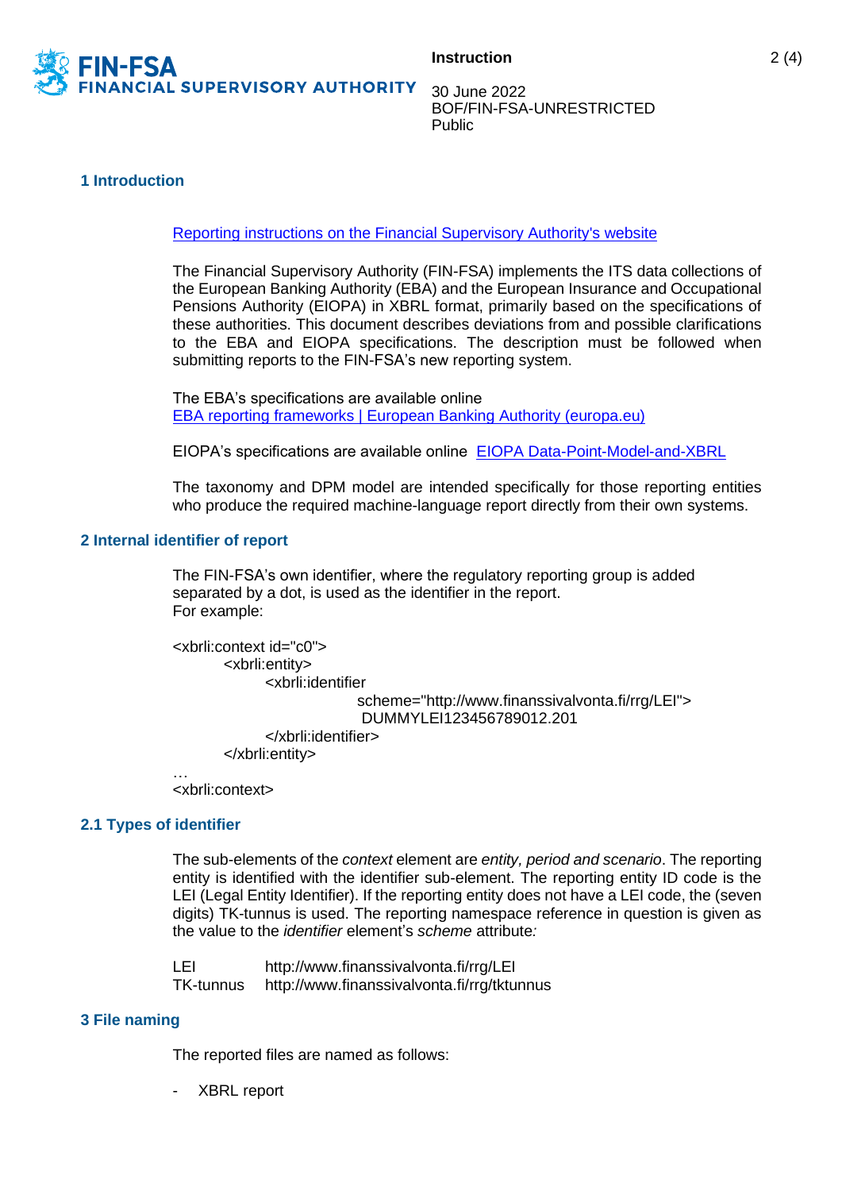## 1 Introduction

[Reporting instructions on the Financial Supervisory Authority's website]

The Financial Supervisory Authority (FIN-FSA) implements the ITS data collections of the European Banking Authority (EBA) and the European Insurance and Occupational Pensions Authority (EIOPA) in XBRL format, primarily based on the specifications of these authorities. This document describes deviations from and possible clarifications to the EBA and EIOPA specifications. The description must be followed when submitting reports to the FIN-FSA's new reporting system.

The EBA's specifications are available online
[EBA reporting frameworks | European Banking Authority (europa.eu)]

EIOPA's specifications are available online [EIOPA Data-Point-Model-and-XBRL]

The taxonomy and DPM model are intended specifically for those reporting entities who produce the required machine-language report directly from their own systems.

## 2 Internal identifier of report

The FIN-FSA's own identifier, where the regulatory reporting group is added separated by a dot, is used as the identifier in the report.
For example:

```
<xbrli:context id="c0">
        <xbrli:entity>
              <xbrli:identifier
                            scheme="http://www.finanssivalvonta.fi/rrg/LEI">
                             DUMMYLEI123456789012.201
              </xbrli:identifier>
        </xbrli:entity>
…
<xbrli:context>
```

### 2.1 Types of identifier

The sub-elements of the *context* element are *entity, period and scenario*. The reporting entity is identified with the identifier sub-element. The reporting entity ID code is the LEI (Legal Entity Identifier). If the reporting entity does not have a LEI code, the (seven digits) TK-tunnus is used. The reporting namespace reference in question is given as the value to the *identifier* element's *scheme* attribute*:*

| | |
|---|---|
| LEI | http://www.finanssivalvonta.fi/rrg/LEI |
| TK-tunnus | http://www.finanssivalvonta.fi/rrg/tktunnus |

## 3 File naming

The reported files are named as follows:

- XBRL report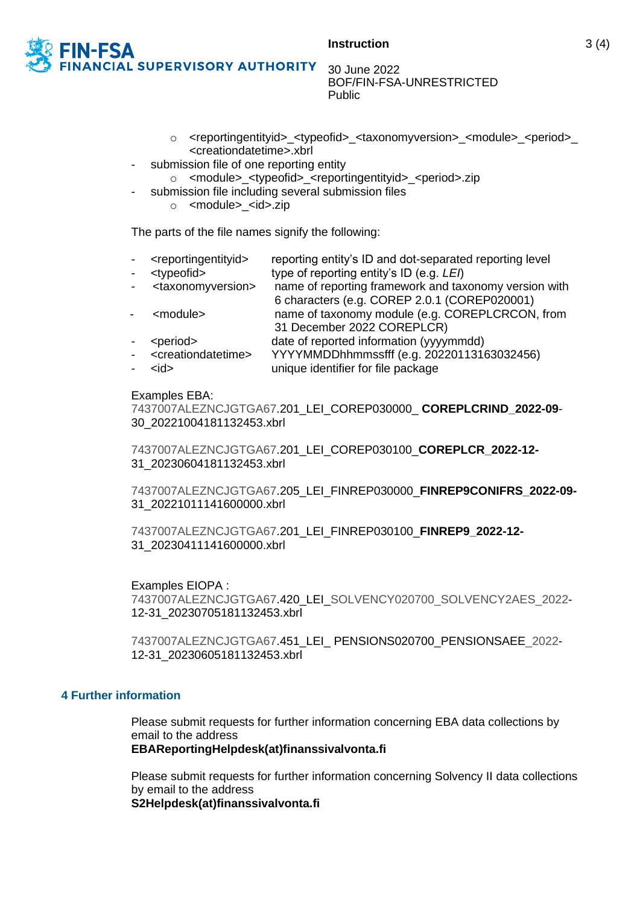- <reportingentityid>_<typeofid>_<taxonomyversion>_<module>_<period>_<creationdatetime>.xbrl
- submission file of one reporting entity
    - <module>_<typeofid>_<reportingentityid>_<period>.zip
- submission file including several submission files
    - <module>_<id>.zip

The parts of the file names signify the following:

- <reportingentityid> reporting entity's ID and dot-separated reporting level
- <typeofid> type of reporting entity's ID (e.g. *LEI*)
- <taxonomyversion> name of reporting framework and taxonomy version with 6 characters (e.g. COREP 2.0.1 (COREP020001)
- <module> name of taxonomy module (e.g. COREPLCRCON, from 31 December 2022 COREPLCR)
- <period> date of reported information (yyyymmdd)
- <creationdatetime> YYYYMMDDhhmmssfff (e.g. 20220113163032456)
- <id> unique identifier for file package

Examples EBA:
7437007ALEZNCJGTGA67.201_LEI_COREP030000_ **COREPLCRIND_2022-09**-30_20221004181132453.xbrl

7437007ALEZNCJGTGA67.201_LEI_COREP030100_**COREPLCR_2022-12-**31_20230604181132453.xbrl

7437007ALEZNCJGTGA67.205_LEI_FINREP030000_**FINREP9CONIFRS_2022-09-**31_20221011141600000.xbrl

7437007ALEZNCJGTGA67.201_LEI_FINREP030100_**FINREP9_2022-12-**31_20230411141600000.xbrl

Examples EIOPA :
7437007ALEZNCJGTGA67.420_LEI_SOLVENCY020700_SOLVENCY2AES_2022-12-31_20230705181132453.xbrl

7437007ALEZNCJGTGA67.451_LEI_ PENSIONS020700_PENSIONSAEE_2022-12-31_20230605181132453.xbrl

## 4 Further information

Please submit requests for further information concerning EBA data collections by email to the address
**EBAReportingHelpdesk(at)finanssivalvonta.fi**

Please submit requests for further information concerning Solvency II data collections by email to the address
**S2Helpdesk(at)finanssivalvonta.fi**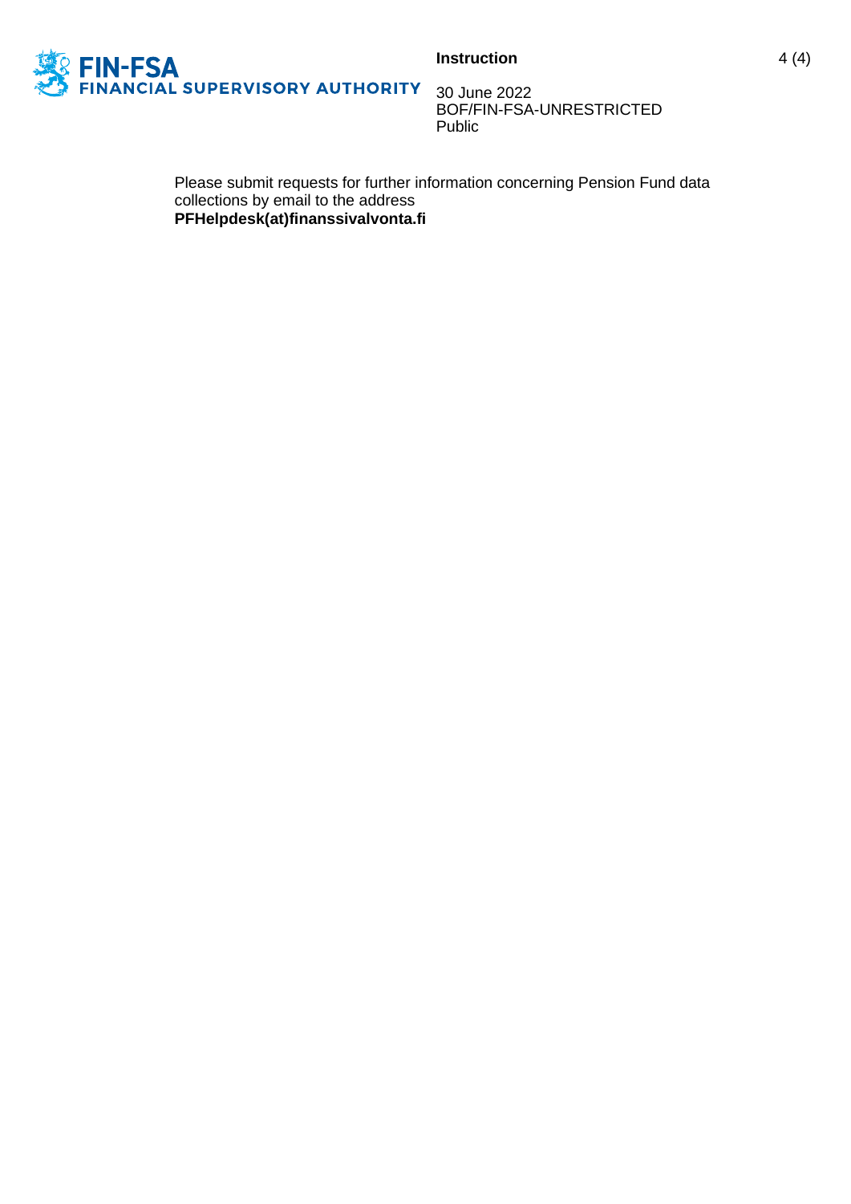Please submit requests for further information concerning Pension Fund data collections by email to the address
**PFHelpdesk(at)finanssivalvonta.fi**